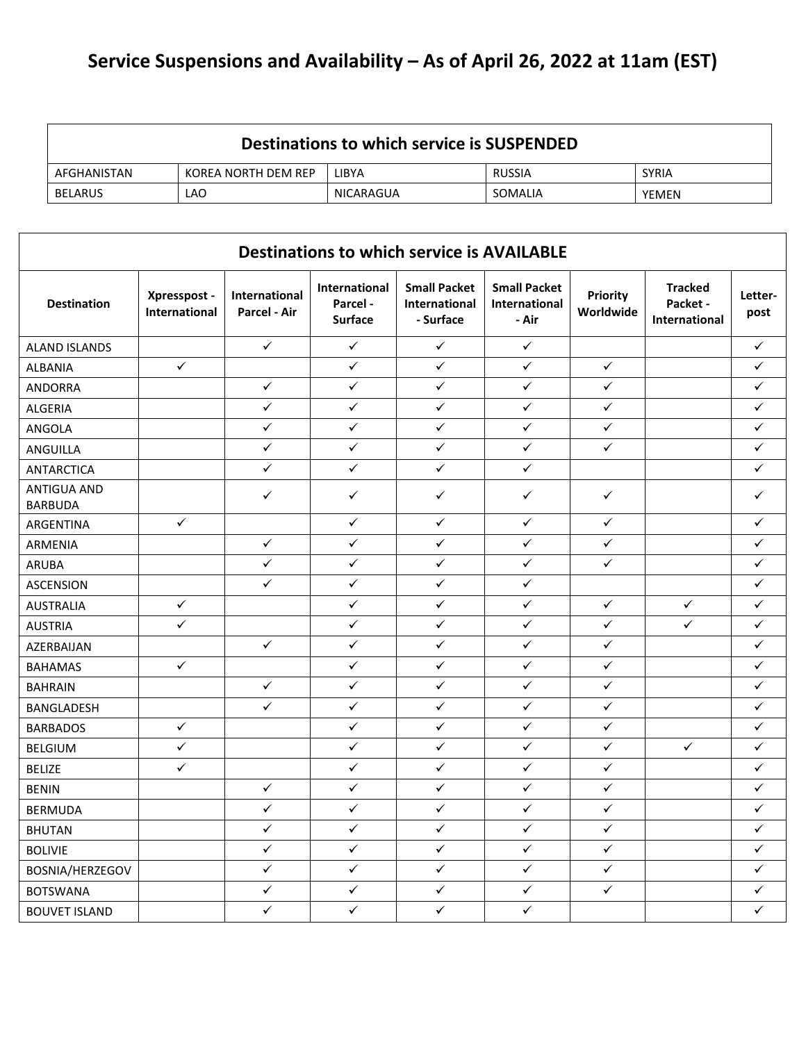# Service Suspensions and Availability – As of April 26, 2022 at 11am (EST)

| Destinations to which service is SUSPENDED | | | | |
|---|---|---|---|---|
| AFGHANISTAN | KOREA NORTH DEM REP | LIBYA | RUSSIA | SYRIA |
| BELARUS | LAO | NICARAGUA | SOMALIA | YEMEN |

## Destinations to which service is AVAILABLE

| Destination | Xpresspost - International | International Parcel - Air | International Parcel - Surface | Small Packet International - Surface | Small Packet International - Air | Priority Worldwide | Tracked Packet - International | Letter-post |
|---|---|---|---|---|---|---|---|---|
| ALAND ISLANDS | | ✓ | ✓ | ✓ | ✓ | | | ✓ |
| ALBANIA | ✓ | | ✓ | ✓ | ✓ | ✓ | | ✓ |
| ANDORRA | | ✓ | ✓ | ✓ | ✓ | ✓ | | ✓ |
| ALGERIA | | ✓ | ✓ | ✓ | ✓ | ✓ | | ✓ |
| ANGOLA | | ✓ | ✓ | ✓ | ✓ | ✓ | | ✓ |
| ANGUILLA | | ✓ | ✓ | ✓ | ✓ | ✓ | | ✓ |
| ANTARCTICA | | ✓ | ✓ | ✓ | ✓ | | | ✓ |
| ANTIGUA AND BARBUDA | | ✓ | ✓ | ✓ | ✓ | ✓ | | ✓ |
| ARGENTINA | ✓ | | ✓ | ✓ | ✓ | ✓ | | ✓ |
| ARMENIA | | ✓ | ✓ | ✓ | ✓ | ✓ | | ✓ |
| ARUBA | | ✓ | ✓ | ✓ | ✓ | ✓ | | ✓ |
| ASCENSION | | ✓ | ✓ | ✓ | ✓ | | | ✓ |
| AUSTRALIA | ✓ | | ✓ | ✓ | ✓ | ✓ | ✓ | ✓ |
| AUSTRIA | ✓ | | ✓ | ✓ | ✓ | ✓ | ✓ | ✓ |
| AZERBAIJAN | | ✓ | ✓ | ✓ | ✓ | ✓ | | ✓ |
| BAHAMAS | ✓ | | ✓ | ✓ | ✓ | ✓ | | ✓ |
| BAHRAIN | | ✓ | ✓ | ✓ | ✓ | ✓ | | ✓ |
| BANGLADESH | | ✓ | ✓ | ✓ | ✓ | ✓ | | ✓ |
| BARBADOS | ✓ | | ✓ | ✓ | ✓ | ✓ | | ✓ |
| BELGIUM | ✓ | | ✓ | ✓ | ✓ | ✓ | ✓ | ✓ |
| BELIZE | ✓ | | ✓ | ✓ | ✓ | ✓ | | ✓ |
| BENIN | | ✓ | ✓ | ✓ | ✓ | ✓ | | ✓ |
| BERMUDA | | ✓ | ✓ | ✓ | ✓ | ✓ | | ✓ |
| BHUTAN | | ✓ | ✓ | ✓ | ✓ | ✓ | | ✓ |
| BOLIVIE | | ✓ | ✓ | ✓ | ✓ | ✓ | | ✓ |
| BOSNIA/HERZEGOV | | ✓ | ✓ | ✓ | ✓ | ✓ | | ✓ |
| BOTSWANA | | ✓ | ✓ | ✓ | ✓ | ✓ | | ✓ |
| BOUVET ISLAND | | ✓ | ✓ | ✓ | ✓ | | | ✓ |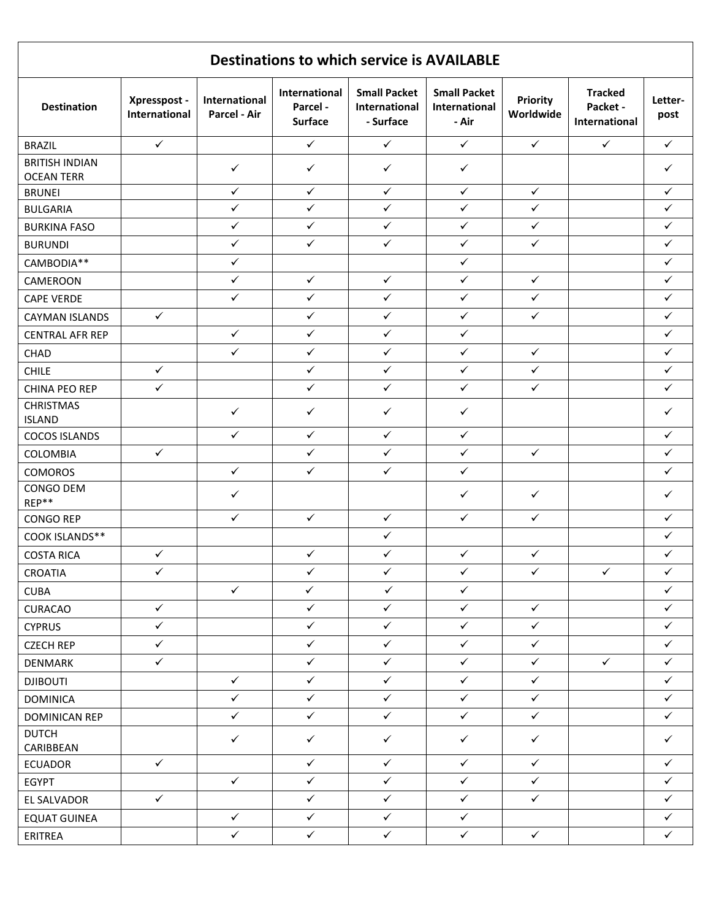| Destinations to which service is AVAILABLE | | | | | | | | |
|---|---|---|---|---|---|---|---|---|
| Destination | Xpresspost - International | International Parcel - Air | International Parcel - Surface | Small Packet International - Surface | Small Packet International - Air | Priority Worldwide | Tracked Packet - International | Letter-post |
| BRAZIL | ✓ | | ✓ | ✓ | ✓ | ✓ | ✓ | ✓ |
| BRITISH INDIAN OCEAN TERR | | ✓ | ✓ | ✓ | ✓ | | | ✓ |
| BRUNEI | | ✓ | ✓ | ✓ | ✓ | ✓ | | ✓ |
| BULGARIA | | ✓ | ✓ | ✓ | ✓ | ✓ | | ✓ |
| BURKINA FASO | | ✓ | ✓ | ✓ | ✓ | ✓ | | ✓ |
| BURUNDI | | ✓ | ✓ | ✓ | ✓ | ✓ | | ✓ |
| CAMBODIA** | | ✓ | | | ✓ | | | ✓ |
| CAMEROON | | ✓ | ✓ | ✓ | ✓ | ✓ | | ✓ |
| CAPE VERDE | | ✓ | ✓ | ✓ | ✓ | ✓ | | ✓ |
| CAYMAN ISLANDS | ✓ | | ✓ | ✓ | ✓ | ✓ | | ✓ |
| CENTRAL AFR REP | | ✓ | ✓ | ✓ | ✓ | | | ✓ |
| CHAD | | ✓ | ✓ | ✓ | ✓ | ✓ | | ✓ |
| CHILE | ✓ | | ✓ | ✓ | ✓ | ✓ | | ✓ |
| CHINA PEO REP | ✓ | | ✓ | ✓ | ✓ | ✓ | | ✓ |
| CHRISTMAS ISLAND | | ✓ | ✓ | ✓ | ✓ | | | ✓ |
| COCOS ISLANDS | | ✓ | ✓ | ✓ | ✓ | | | ✓ |
| COLOMBIA | ✓ | | ✓ | ✓ | ✓ | ✓ | | ✓ |
| COMOROS | | ✓ | ✓ | ✓ | ✓ | | | ✓ |
| CONGO DEM REP** | | ✓ | | | ✓ | ✓ | | ✓ |
| CONGO REP | | ✓ | ✓ | ✓ | ✓ | ✓ | | ✓ |
| COOK ISLANDS** | | | | ✓ | | | | ✓ |
| COSTA RICA | ✓ | | ✓ | ✓ | ✓ | ✓ | | ✓ |
| CROATIA | ✓ | | ✓ | ✓ | ✓ | ✓ | ✓ | ✓ |
| CUBA | | ✓ | ✓ | ✓ | ✓ | | | ✓ |
| CURACAO | ✓ | | ✓ | ✓ | ✓ | ✓ | | ✓ |
| CYPRUS | ✓ | | ✓ | ✓ | ✓ | ✓ | | ✓ |
| CZECH REP | ✓ | | ✓ | ✓ | ✓ | ✓ | | ✓ |
| DENMARK | ✓ | | ✓ | ✓ | ✓ | ✓ | ✓ | ✓ |
| DJIBOUTI | | ✓ | ✓ | ✓ | ✓ | ✓ | | ✓ |
| DOMINICA | | ✓ | ✓ | ✓ | ✓ | ✓ | | ✓ |
| DOMINICAN REP | | ✓ | ✓ | ✓ | ✓ | ✓ | | ✓ |
| DUTCH CARIBBEAN | | ✓ | ✓ | ✓ | ✓ | ✓ | | ✓ |
| ECUADOR | ✓ | | ✓ | ✓ | ✓ | ✓ | | ✓ |
| EGYPT | | ✓ | ✓ | ✓ | ✓ | ✓ | | ✓ |
| EL SALVADOR | ✓ | | ✓ | ✓ | ✓ | ✓ | | ✓ |
| EQUAT GUINEA | | ✓ | ✓ | ✓ | ✓ | | | ✓ |
| ERITREA | | ✓ | ✓ | ✓ | ✓ | ✓ | | ✓ |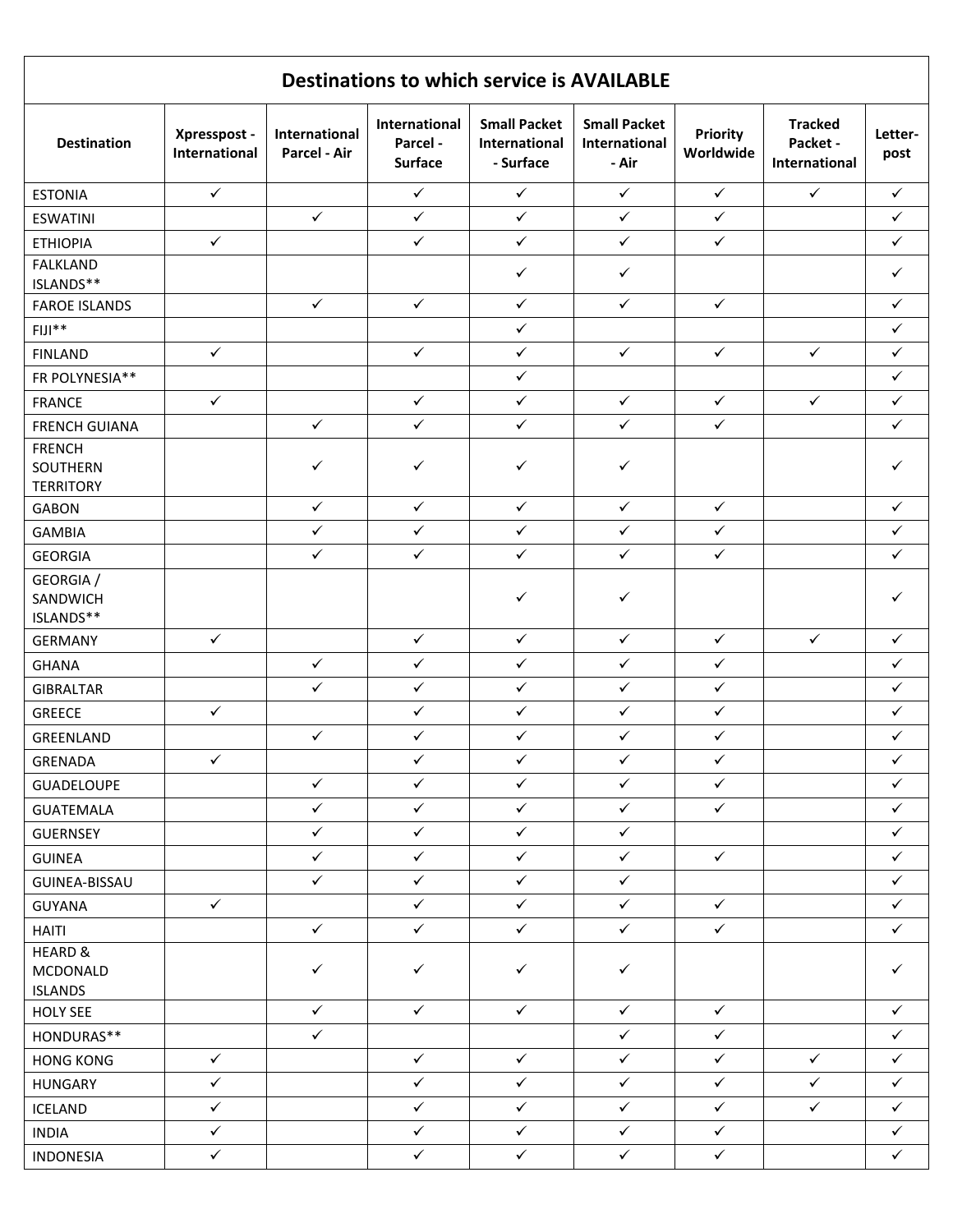| Destinations to which service is AVAILABLE | | | | | | | | |
|---|---|---|---|---|---|---|---|---|
| **Destination** | **Xpresspost - International** | **International Parcel - Air** | **International Parcel - Surface** | **Small Packet International - Surface** | **Small Packet International - Air** | **Priority Worldwide** | **Tracked Packet - International** | **Letter-post** |
| ESTONIA | ✓ | | ✓ | ✓ | ✓ | ✓ | ✓ | ✓ |
| ESWATINI | | ✓ | ✓ | ✓ | ✓ | ✓ | | ✓ |
| ETHIOPIA | ✓ | | ✓ | ✓ | ✓ | ✓ | | ✓ |
| FALKLAND ISLANDS** | | | | ✓ | ✓ | | | ✓ |
| FAROE ISLANDS | | ✓ | ✓ | ✓ | ✓ | ✓ | | ✓ |
| FIJI** | | | | ✓ | | | | ✓ |
| FINLAND | ✓ | | ✓ | ✓ | ✓ | ✓ | ✓ | ✓ |
| FR POLYNESIA** | | | | ✓ | | | | ✓ |
| FRANCE | ✓ | | ✓ | ✓ | ✓ | ✓ | ✓ | ✓ |
| FRENCH GUIANA | | ✓ | ✓ | ✓ | ✓ | ✓ | | ✓ |
| FRENCH SOUTHERN TERRITORY | | ✓ | ✓ | ✓ | ✓ | | | ✓ |
| GABON | | ✓ | ✓ | ✓ | ✓ | ✓ | | ✓ |
| GAMBIA | | ✓ | ✓ | ✓ | ✓ | ✓ | | ✓ |
| GEORGIA | | ✓ | ✓ | ✓ | ✓ | ✓ | | ✓ |
| GEORGIA / SANDWICH ISLANDS** | | | | ✓ | ✓ | | | ✓ |
| GERMANY | ✓ | | ✓ | ✓ | ✓ | ✓ | ✓ | ✓ |
| GHANA | | ✓ | ✓ | ✓ | ✓ | ✓ | | ✓ |
| GIBRALTAR | | ✓ | ✓ | ✓ | ✓ | ✓ | | ✓ |
| GREECE | ✓ | | ✓ | ✓ | ✓ | ✓ | | ✓ |
| GREENLAND | | ✓ | ✓ | ✓ | ✓ | ✓ | | ✓ |
| GRENADA | ✓ | | ✓ | ✓ | ✓ | ✓ | | ✓ |
| GUADELOUPE | | ✓ | ✓ | ✓ | ✓ | ✓ | | ✓ |
| GUATEMALA | | ✓ | ✓ | ✓ | ✓ | ✓ | | ✓ |
| GUERNSEY | | ✓ | ✓ | ✓ | ✓ | | | ✓ |
| GUINEA | | ✓ | ✓ | ✓ | ✓ | ✓ | | ✓ |
| GUINEA-BISSAU | | ✓ | ✓ | ✓ | ✓ | | | ✓ |
| GUYANA | ✓ | | ✓ | ✓ | ✓ | ✓ | | ✓ |
| HAITI | | ✓ | ✓ | ✓ | ✓ | ✓ | | ✓ |
| HEARD & MCDONALD ISLANDS | | ✓ | ✓ | ✓ | ✓ | | | ✓ |
| HOLY SEE | | ✓ | ✓ | ✓ | ✓ | ✓ | | ✓ |
| HONDURAS** | | ✓ | | | ✓ | ✓ | | ✓ |
| HONG KONG | ✓ | | ✓ | ✓ | ✓ | ✓ | ✓ | ✓ |
| HUNGARY | ✓ | | ✓ | ✓ | ✓ | ✓ | ✓ | ✓ |
| ICELAND | ✓ | | ✓ | ✓ | ✓ | ✓ | ✓ | ✓ |
| INDIA | ✓ | | ✓ | ✓ | ✓ | ✓ | | ✓ |
| INDONESIA | ✓ | | ✓ | ✓ | ✓ | ✓ | | ✓ |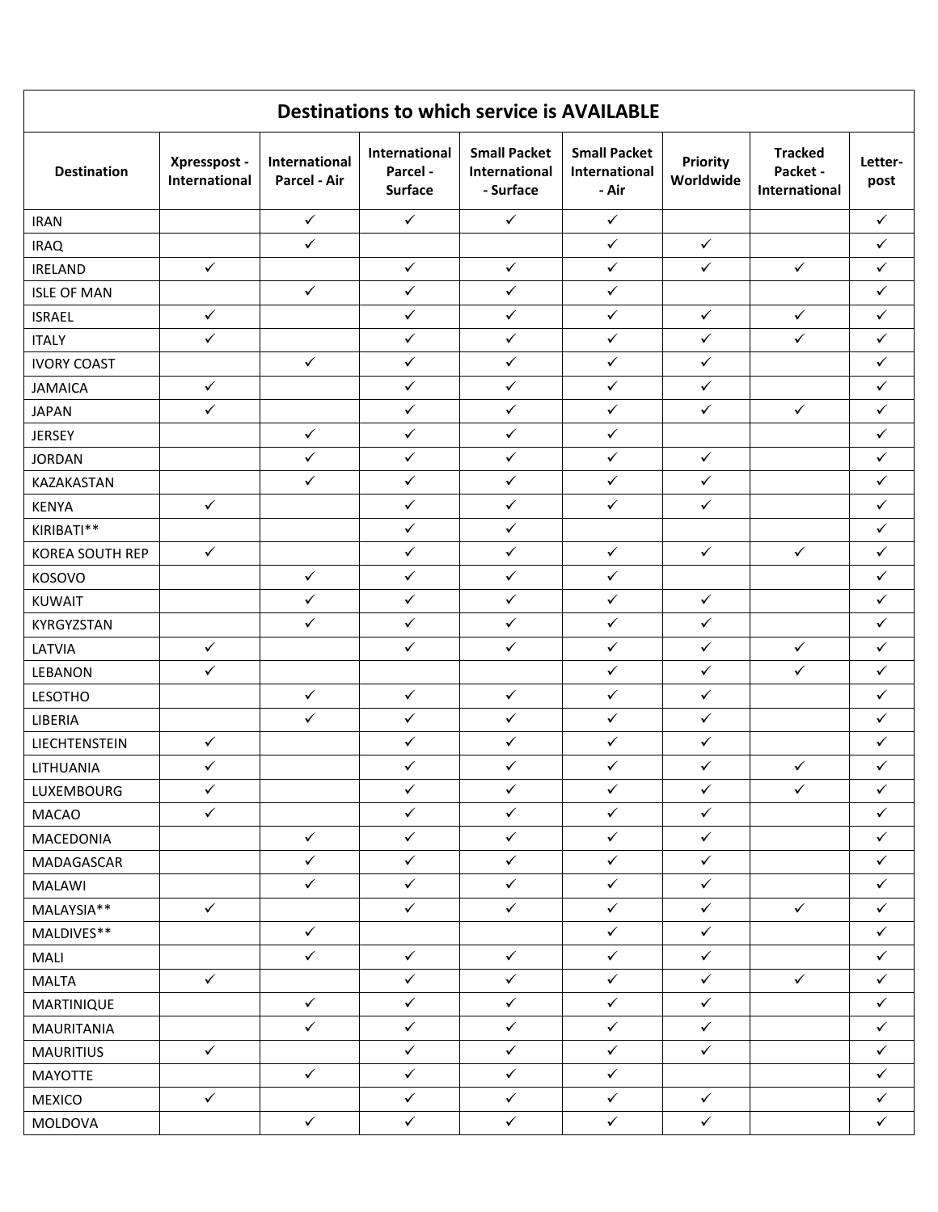| Destinations to which service is AVAILABLE | | | | | | | | |
|---|---|---|---|---|---|---|---|---|
| **Destination** | **Xpresspost - International** | **International Parcel - Air** | **International Parcel - Surface** | **Small Packet International - Surface** | **Small Packet International - Air** | **Priority Worldwide** | **Tracked Packet - International** | **Letter-post** |
| IRAN | | ✓ | ✓ | ✓ | ✓ | | | ✓ |
| IRAQ | | ✓ | | | ✓ | ✓ | | ✓ |
| IRELAND | ✓ | | ✓ | ✓ | ✓ | ✓ | ✓ | ✓ |
| ISLE OF MAN | | ✓ | ✓ | ✓ | ✓ | | | ✓ |
| ISRAEL | ✓ | | ✓ | ✓ | ✓ | ✓ | ✓ | ✓ |
| ITALY | ✓ | | ✓ | ✓ | ✓ | ✓ | ✓ | ✓ |
| IVORY COAST | | ✓ | ✓ | ✓ | ✓ | ✓ | | ✓ |
| JAMAICA | ✓ | | ✓ | ✓ | ✓ | ✓ | | ✓ |
| JAPAN | ✓ | | ✓ | ✓ | ✓ | ✓ | ✓ | ✓ |
| JERSEY | | ✓ | ✓ | ✓ | ✓ | | | ✓ |
| JORDAN | | ✓ | ✓ | ✓ | ✓ | ✓ | | ✓ |
| KAZAKASTAN | | ✓ | ✓ | ✓ | ✓ | ✓ | | ✓ |
| KENYA | ✓ | | ✓ | ✓ | ✓ | ✓ | | ✓ |
| KIRIBATI** | | | ✓ | ✓ | | | | ✓ |
| KOREA SOUTH REP | ✓ | | ✓ | ✓ | ✓ | ✓ | ✓ | ✓ |
| KOSOVO | | ✓ | ✓ | ✓ | ✓ | | | ✓ |
| KUWAIT | | ✓ | ✓ | ✓ | ✓ | ✓ | | ✓ |
| KYRGYZSTAN | | ✓ | ✓ | ✓ | ✓ | ✓ | | ✓ |
| LATVIA | ✓ | | ✓ | ✓ | ✓ | ✓ | ✓ | ✓ |
| LEBANON | ✓ | | | | ✓ | ✓ | ✓ | ✓ |
| LESOTHO | | ✓ | ✓ | ✓ | ✓ | ✓ | | ✓ |
| LIBERIA | | ✓ | ✓ | ✓ | ✓ | ✓ | | ✓ |
| LIECHTENSTEIN | ✓ | | ✓ | ✓ | ✓ | ✓ | | ✓ |
| LITHUANIA | ✓ | | ✓ | ✓ | ✓ | ✓ | ✓ | ✓ |
| LUXEMBOURG | ✓ | | ✓ | ✓ | ✓ | ✓ | ✓ | ✓ |
| MACAO | ✓ | | ✓ | ✓ | ✓ | ✓ | | ✓ |
| MACEDONIA | | ✓ | ✓ | ✓ | ✓ | ✓ | | ✓ |
| MADAGASCAR | | ✓ | ✓ | ✓ | ✓ | ✓ | | ✓ |
| MALAWI | | ✓ | ✓ | ✓ | ✓ | ✓ | | ✓ |
| MALAYSIA** | ✓ | | ✓ | ✓ | ✓ | ✓ | ✓ | ✓ |
| MALDIVES** | | ✓ | | | ✓ | ✓ | | ✓ |
| MALI | | ✓ | ✓ | ✓ | ✓ | ✓ | | ✓ |
| MALTA | ✓ | | ✓ | ✓ | ✓ | ✓ | ✓ | ✓ |
| MARTINIQUE | | ✓ | ✓ | ✓ | ✓ | ✓ | | ✓ |
| MAURITANIA | | ✓ | ✓ | ✓ | ✓ | ✓ | | ✓ |
| MAURITIUS | ✓ | | ✓ | ✓ | ✓ | ✓ | | ✓ |
| MAYOTTE | | ✓ | ✓ | ✓ | ✓ | | | ✓ |
| MEXICO | ✓ | | ✓ | ✓ | ✓ | ✓ | | ✓ |
| MOLDOVA | | ✓ | ✓ | ✓ | ✓ | ✓ | | ✓ |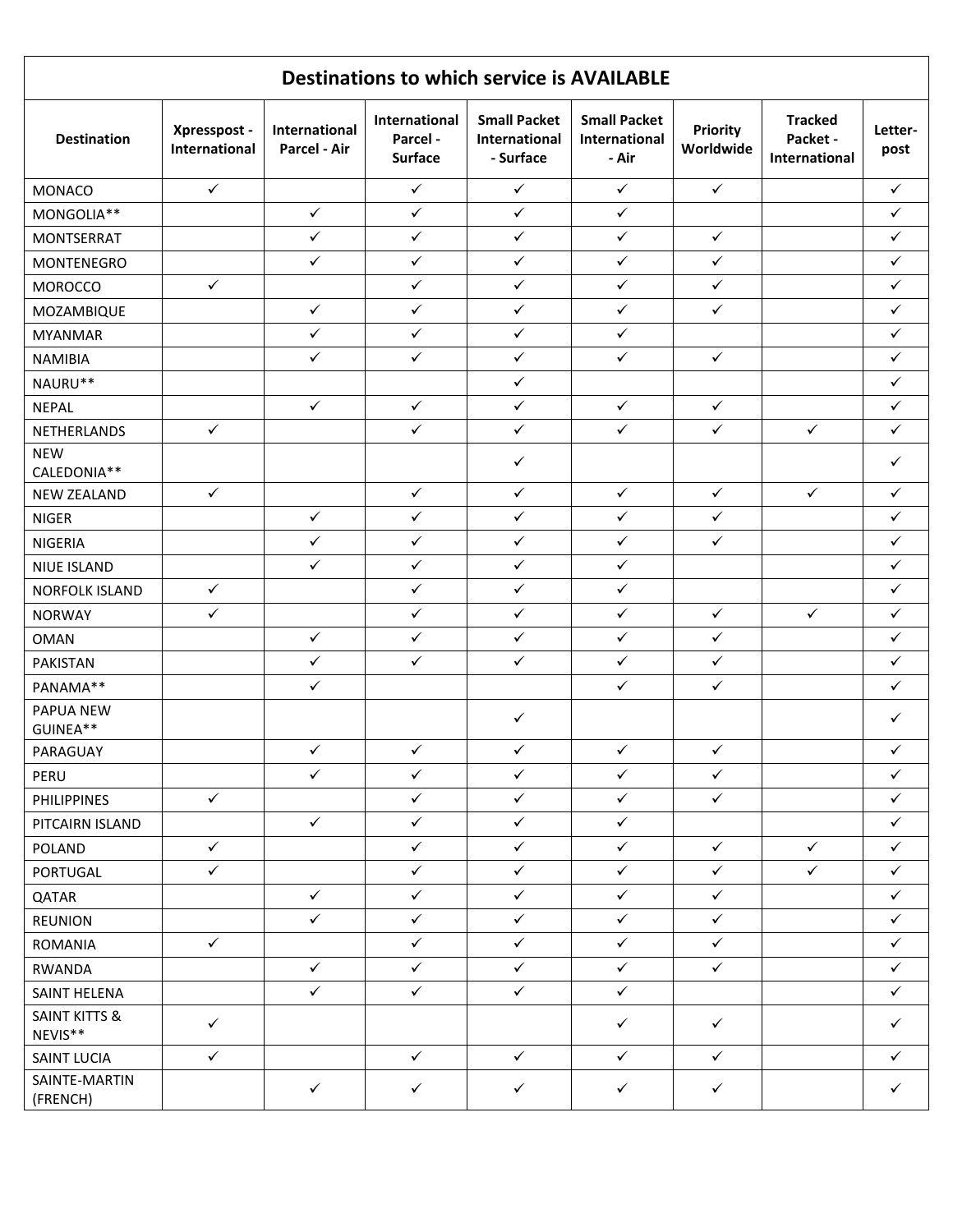| Destinations to which service is AVAILABLE | | | | | | | | |
|---|---|---|---|---|---|---|---|---|
| **Destination** | **Xpresspost - International** | **International Parcel - Air** | **International Parcel - Surface** | **Small Packet International - Surface** | **Small Packet International - Air** | **Priority Worldwide** | **Tracked Packet - International** | **Letter-post** |
| MONACO | ✓ | | ✓ | ✓ | ✓ | ✓ | | ✓ |
| MONGOLIA** | | ✓ | ✓ | ✓ | ✓ | | | ✓ |
| MONTSERRAT | | ✓ | ✓ | ✓ | ✓ | ✓ | | ✓ |
| MONTENEGRO | | ✓ | ✓ | ✓ | ✓ | ✓ | | ✓ |
| MOROCCO | ✓ | | ✓ | ✓ | ✓ | ✓ | | ✓ |
| MOZAMBIQUE | | ✓ | ✓ | ✓ | ✓ | ✓ | | ✓ |
| MYANMAR | | ✓ | ✓ | ✓ | ✓ | | | ✓ |
| NAMIBIA | | ✓ | ✓ | ✓ | ✓ | ✓ | | ✓ |
| NAURU** | | | | ✓ | | | | ✓ |
| NEPAL | | ✓ | ✓ | ✓ | ✓ | ✓ | | ✓ |
| NETHERLANDS | ✓ | | ✓ | ✓ | ✓ | ✓ | ✓ | ✓ |
| NEW CALEDONIA** | | | | ✓ | | | | ✓ |
| NEW ZEALAND | ✓ | | ✓ | ✓ | ✓ | ✓ | ✓ | ✓ |
| NIGER | | ✓ | ✓ | ✓ | ✓ | ✓ | | ✓ |
| NIGERIA | | ✓ | ✓ | ✓ | ✓ | ✓ | | ✓ |
| NIUE ISLAND | | ✓ | ✓ | ✓ | ✓ | | | ✓ |
| NORFOLK ISLAND | ✓ | | ✓ | ✓ | ✓ | | | ✓ |
| NORWAY | ✓ | | ✓ | ✓ | ✓ | ✓ | ✓ | ✓ |
| OMAN | | ✓ | ✓ | ✓ | ✓ | ✓ | | ✓ |
| PAKISTAN | | ✓ | ✓ | ✓ | ✓ | ✓ | | ✓ |
| PANAMA** | | ✓ | | | ✓ | ✓ | | ✓ |
| PAPUA NEW GUINEA** | | | | ✓ | | | | ✓ |
| PARAGUAY | | ✓ | ✓ | ✓ | ✓ | ✓ | | ✓ |
| PERU | | ✓ | ✓ | ✓ | ✓ | ✓ | | ✓ |
| PHILIPPINES | ✓ | | ✓ | ✓ | ✓ | ✓ | | ✓ |
| PITCAIRN ISLAND | | ✓ | ✓ | ✓ | ✓ | | | ✓ |
| POLAND | ✓ | | ✓ | ✓ | ✓ | ✓ | ✓ | ✓ |
| PORTUGAL | ✓ | | ✓ | ✓ | ✓ | ✓ | ✓ | ✓ |
| QATAR | | ✓ | ✓ | ✓ | ✓ | ✓ | | ✓ |
| REUNION | | ✓ | ✓ | ✓ | ✓ | ✓ | | ✓ |
| ROMANIA | ✓ | | ✓ | ✓ | ✓ | ✓ | | ✓ |
| RWANDA | | ✓ | ✓ | ✓ | ✓ | ✓ | | ✓ |
| SAINT HELENA | | ✓ | ✓ | ✓ | ✓ | | | ✓ |
| SAINT KITTS & NEVIS** | ✓ | | | | ✓ | ✓ | | ✓ |
| SAINT LUCIA | ✓ | | ✓ | ✓ | ✓ | ✓ | | ✓ |
| SAINTE-MARTIN (FRENCH) | | ✓ | ✓ | ✓ | ✓ | ✓ | | ✓ |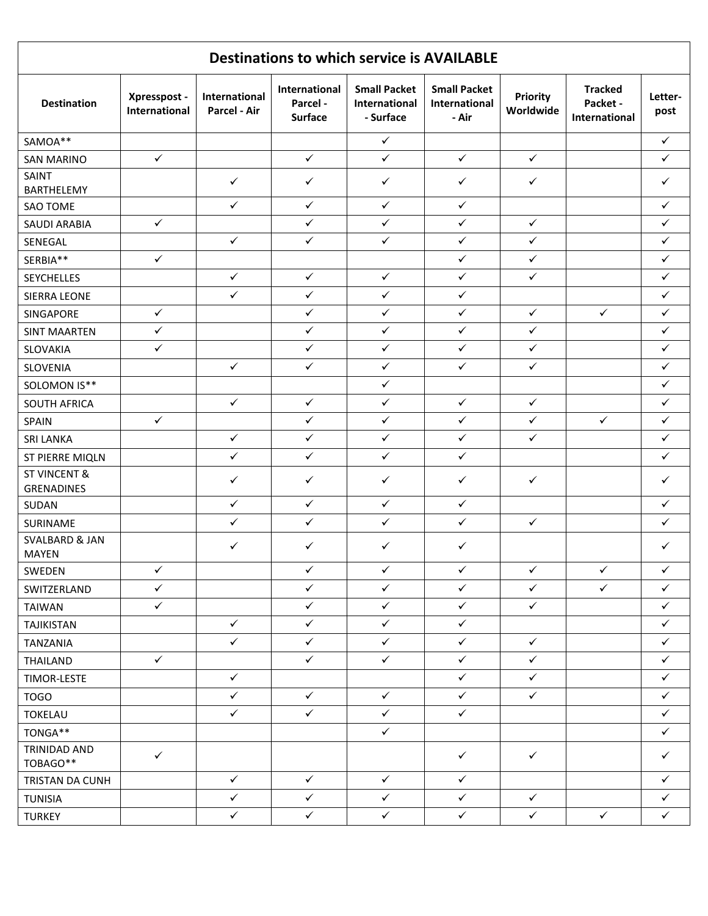| Destinations to which service is AVAILABLE | | | | | | | | |
|---|---|---|---|---|---|---|---|---|
| **Destination** | **Xpresspost - International** | **International Parcel - Air** | **International Parcel - Surface** | **Small Packet International - Surface** | **Small Packet International - Air** | **Priority Worldwide** | **Tracked Packet - International** | **Letter-post** |
| SAMOA** | | | | ✓ | | | | ✓ |
| SAN MARINO | ✓ | | ✓ | ✓ | ✓ | ✓ | | ✓ |
| SAINT BARTHELEMY | | ✓ | ✓ | ✓ | ✓ | ✓ | | ✓ |
| SAO TOME | | ✓ | ✓ | ✓ | ✓ | | | ✓ |
| SAUDI ARABIA | ✓ | | ✓ | ✓ | ✓ | ✓ | | ✓ |
| SENEGAL | | ✓ | ✓ | ✓ | ✓ | ✓ | | ✓ |
| SERBIA** | ✓ | | | | ✓ | ✓ | | ✓ |
| SEYCHELLES | | ✓ | ✓ | ✓ | ✓ | ✓ | | ✓ |
| SIERRA LEONE | | ✓ | ✓ | ✓ | ✓ | | | ✓ |
| SINGAPORE | ✓ | | ✓ | ✓ | ✓ | ✓ | ✓ | ✓ |
| SINT MAARTEN | ✓ | | ✓ | ✓ | ✓ | ✓ | | ✓ |
| SLOVAKIA | ✓ | | ✓ | ✓ | ✓ | ✓ | | ✓ |
| SLOVENIA | | ✓ | ✓ | ✓ | ✓ | ✓ | | ✓ |
| SOLOMON IS** | | | | ✓ | | | | ✓ |
| SOUTH AFRICA | | ✓ | ✓ | ✓ | ✓ | ✓ | | ✓ |
| SPAIN | ✓ | | ✓ | ✓ | ✓ | ✓ | ✓ | ✓ |
| SRI LANKA | | ✓ | ✓ | ✓ | ✓ | ✓ | | ✓ |
| ST PIERRE MIQLN | | ✓ | ✓ | ✓ | ✓ | | | ✓ |
| ST VINCENT & GRENADINES | | ✓ | ✓ | ✓ | ✓ | ✓ | | ✓ |
| SUDAN | | ✓ | ✓ | ✓ | ✓ | | | ✓ |
| SURINAME | | ✓ | ✓ | ✓ | ✓ | ✓ | | ✓ |
| SVALBARD & JAN MAYEN | | ✓ | ✓ | ✓ | ✓ | | | ✓ |
| SWEDEN | ✓ | | ✓ | ✓ | ✓ | ✓ | ✓ | ✓ |
| SWITZERLAND | ✓ | | ✓ | ✓ | ✓ | ✓ | ✓ | ✓ |
| TAIWAN | ✓ | | ✓ | ✓ | ✓ | ✓ | | ✓ |
| TAJIKISTAN | | ✓ | ✓ | ✓ | ✓ | | | ✓ |
| TANZANIA | | ✓ | ✓ | ✓ | ✓ | ✓ | | ✓ |
| THAILAND | ✓ | | ✓ | ✓ | ✓ | ✓ | | ✓ |
| TIMOR-LESTE | | ✓ | | | ✓ | ✓ | | ✓ |
| TOGO | | ✓ | ✓ | ✓ | ✓ | ✓ | | ✓ |
| TOKELAU | | ✓ | ✓ | ✓ | ✓ | | | ✓ |
| TONGA** | | | | ✓ | | | | ✓ |
| TRINIDAD AND TOBAGO** | ✓ | | | | ✓ | ✓ | | ✓ |
| TRISTAN DA CUNH | | ✓ | ✓ | ✓ | ✓ | | | ✓ |
| TUNISIA | | ✓ | ✓ | ✓ | ✓ | ✓ | | ✓ |
| TURKEY | | ✓ | ✓ | ✓ | ✓ | ✓ | ✓ | ✓ |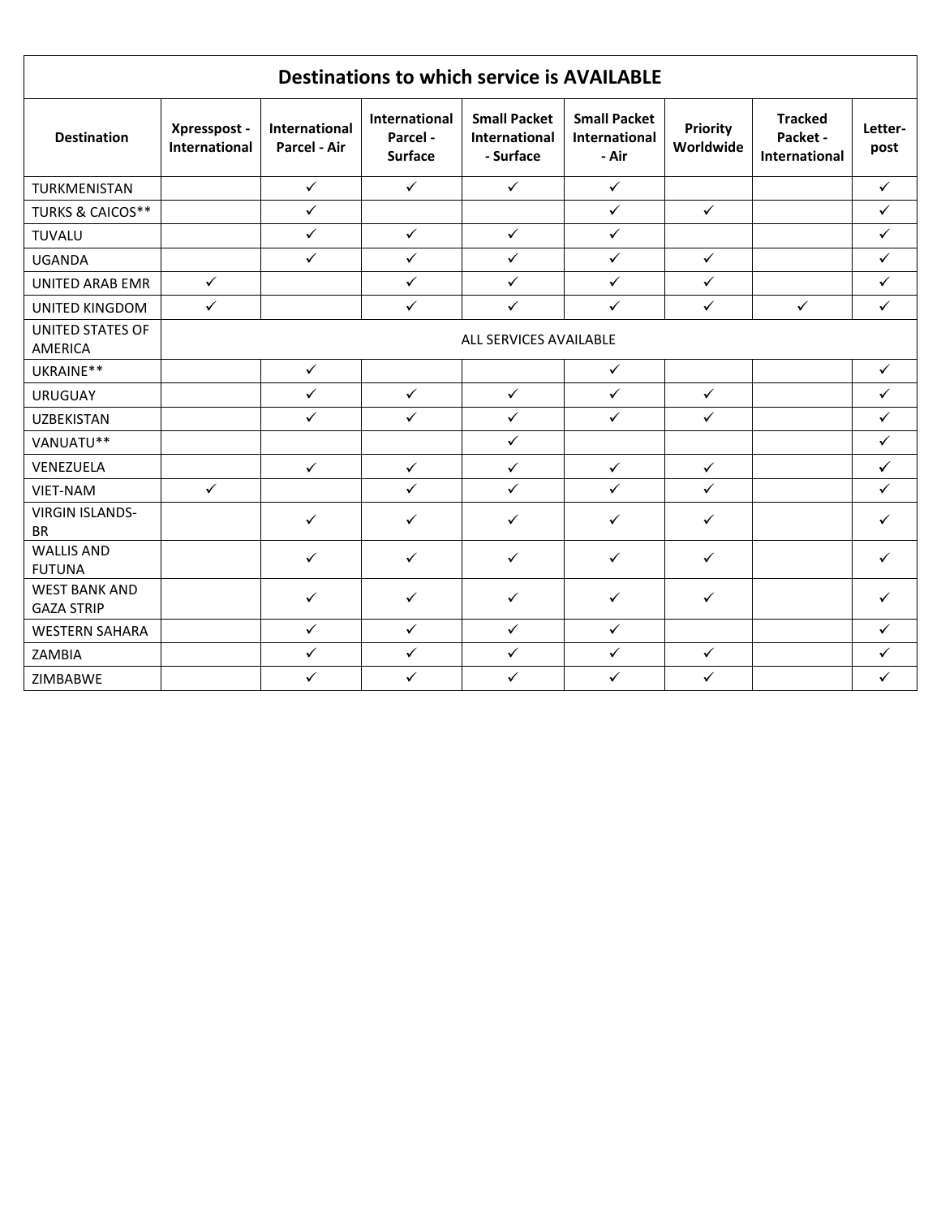| Destinations to which service is AVAILABLE | | | | | | | | |
|---|---|---|---|---|---|---|---|---|
| **Destination** | **Xpresspost - International** | **International Parcel - Air** | **International Parcel - Surface** | **Small Packet International - Surface** | **Small Packet International - Air** | **Priority Worldwide** | **Tracked Packet - International** | **Letter-post** |
| TURKMENISTAN | | ✓ | ✓ | ✓ | ✓ | | | ✓ |
| TURKS & CAICOS** | | ✓ | | | ✓ | ✓ | | ✓ |
| TUVALU | | ✓ | ✓ | ✓ | ✓ | | | ✓ |
| UGANDA | | ✓ | ✓ | ✓ | ✓ | ✓ | | ✓ |
| UNITED ARAB EMR | ✓ | | ✓ | ✓ | ✓ | ✓ | | ✓ |
| UNITED KINGDOM | ✓ | | ✓ | ✓ | ✓ | ✓ | ✓ | ✓ |
| UNITED STATES OF AMERICA | ALL SERVICES AVAILABLE | | | | | | | |
| UKRAINE** | | ✓ | | | ✓ | | | ✓ |
| URUGUAY | | ✓ | ✓ | ✓ | ✓ | ✓ | | ✓ |
| UZBEKISTAN | | ✓ | ✓ | ✓ | ✓ | ✓ | | ✓ |
| VANUATU** | | | | ✓ | | | | ✓ |
| VENEZUELA | | ✓ | ✓ | ✓ | ✓ | ✓ | | ✓ |
| VIET-NAM | ✓ | | ✓ | ✓ | ✓ | ✓ | | ✓ |
| VIRGIN ISLANDS-BR | | ✓ | ✓ | ✓ | ✓ | ✓ | | ✓ |
| WALLIS AND FUTUNA | | ✓ | ✓ | ✓ | ✓ | ✓ | | ✓ |
| WEST BANK AND GAZA STRIP | | ✓ | ✓ | ✓ | ✓ | ✓ | | ✓ |
| WESTERN SAHARA | | ✓ | ✓ | ✓ | ✓ | | | ✓ |
| ZAMBIA | | ✓ | ✓ | ✓ | ✓ | ✓ | | ✓ |
| ZIMBABWE | | ✓ | ✓ | ✓ | ✓ | ✓ | | ✓ |